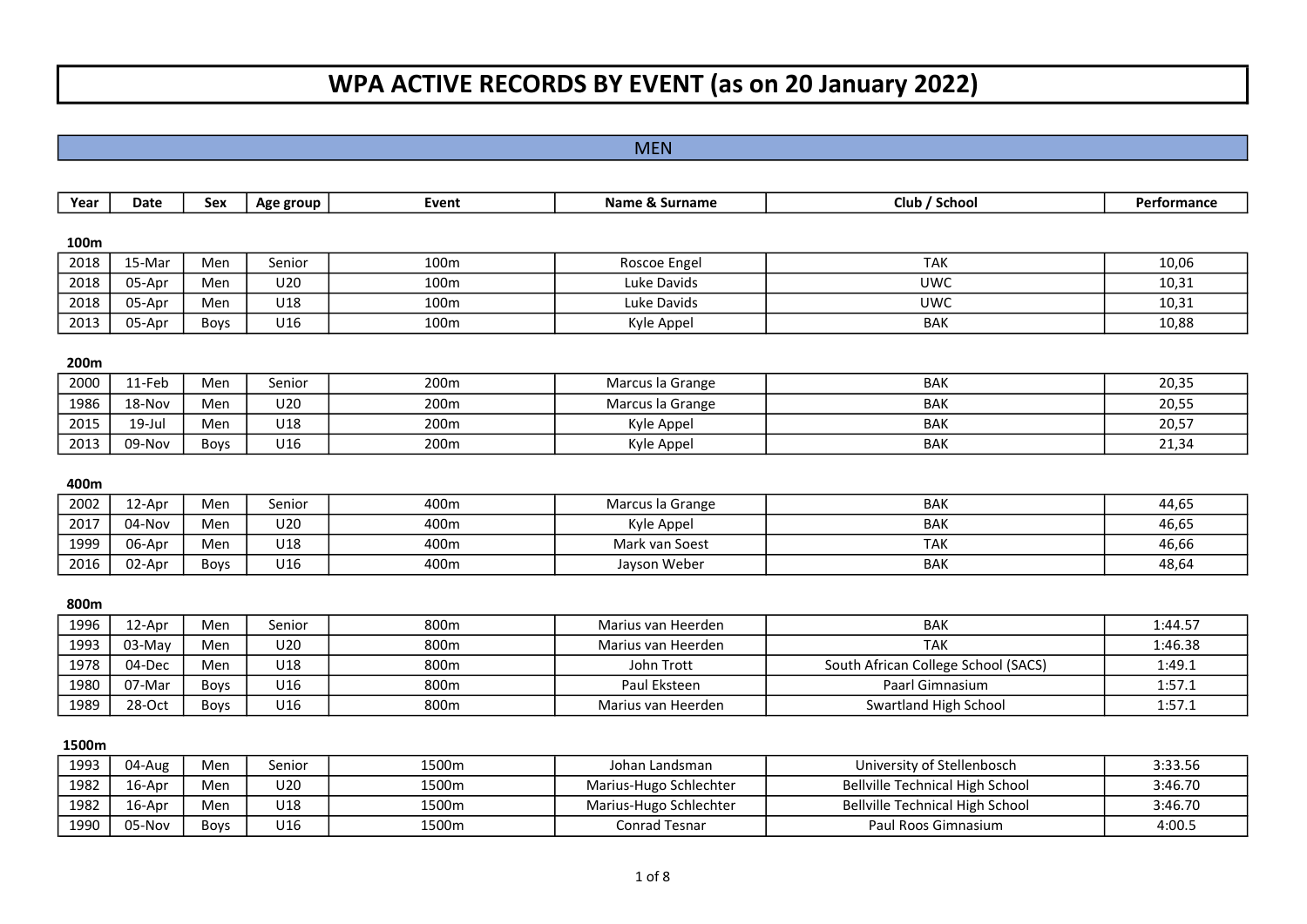# WPA ACTIVE RECORDS BY EVENT (as on 20 January 2022)

## MEN

| Year | Date | Sex | Age group | Event | Name & Surname | Club / School | Performance |
|---|---|---|---|---|---|---|---|

### 100m

| Year | Date | Sex | Age group | Event | Name & Surname | Club / School | Performance |
|---|---|---|---|---|---|---|---|
| 2018 | 15-Mar | Men | Senior | 100m | Roscoe Engel | TAK | 10,06 |
| 2018 | 05-Apr | Men | U20 | 100m | Luke Davids | UWC | 10,31 |
| 2018 | 05-Apr | Men | U18 | 100m | Luke Davids | UWC | 10,31 |
| 2013 | 05-Apr | Boys | U16 | 100m | Kyle Appel | BAK | 10,88 |

### 200m

| Year | Date | Sex | Age group | Event | Name & Surname | Club / School | Performance |
|---|---|---|---|---|---|---|---|
| 2000 | 11-Feb | Men | Senior | 200m | Marcus la Grange | BAK | 20,35 |
| 1986 | 18-Nov | Men | U20 | 200m | Marcus la Grange | BAK | 20,55 |
| 2015 | 19-Jul | Men | U18 | 200m | Kyle Appel | BAK | 20,57 |
| 2013 | 09-Nov | Boys | U16 | 200m | Kyle Appel | BAK | 21,34 |

### 400m

| Year | Date | Sex | Age group | Event | Name & Surname | Club / School | Performance |
|---|---|---|---|---|---|---|---|
| 2002 | 12-Apr | Men | Senior | 400m | Marcus la Grange | BAK | 44,65 |
| 2017 | 04-Nov | Men | U20 | 400m | Kyle Appel | BAK | 46,65 |
| 1999 | 06-Apr | Men | U18 | 400m | Mark van Soest | TAK | 46,66 |
| 2016 | 02-Apr | Boys | U16 | 400m | Jayson Weber | BAK | 48,64 |

### 800m

| Year | Date | Sex | Age group | Event | Name & Surname | Club / School | Performance |
|---|---|---|---|---|---|---|---|
| 1996 | 12-Apr | Men | Senior | 800m | Marius van Heerden | BAK | 1:44.57 |
| 1993 | 03-May | Men | U20 | 800m | Marius van Heerden | TAK | 1:46.38 |
| 1978 | 04-Dec | Men | U18 | 800m | John Trott | South African College School (SACS) | 1:49.1 |
| 1980 | 07-Mar | Boys | U16 | 800m | Paul Eksteen | Paarl Gimnasium | 1:57.1 |
| 1989 | 28-Oct | Boys | U16 | 800m | Marius van Heerden | Swartland High School | 1:57.1 |

### 1500m

| Year | Date | Sex | Age group | Event | Name & Surname | Club / School | Performance |
|---|---|---|---|---|---|---|---|
| 1993 | 04-Aug | Men | Senior | 1500m | Johan Landsman | University of Stellenbosch | 3:33.56 |
| 1982 | 16-Apr | Men | U20 | 1500m | Marius-Hugo Schlechter | Bellville Technical High School | 3:46.70 |
| 1982 | 16-Apr | Men | U18 | 1500m | Marius-Hugo Schlechter | Bellville Technical High School | 3:46.70 |
| 1990 | 05-Nov | Boys | U16 | 1500m | Conrad Tesnar | Paul Roos Gimnasium | 4:00.5 |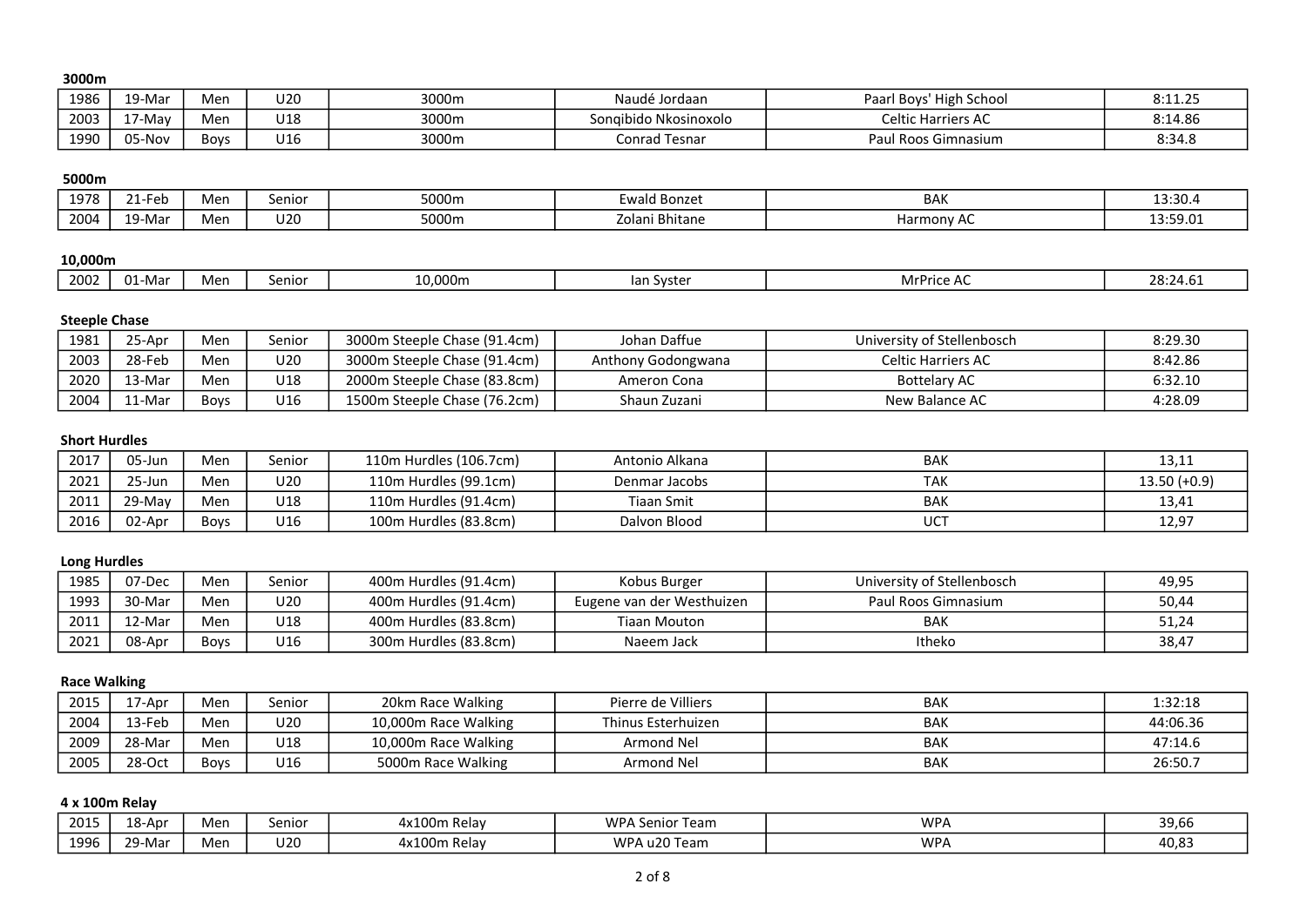**3000m**

| | | | | | | | |
|---|---|---|---|---|---|---|---|
| 1986 | 19-Mar | Men | U20 | 3000m | Naudé Jordaan | Paarl Boys' High School | 8:11.25 |
| 2003 | 17-May | Men | U18 | 3000m | Songibido Nkosinoxolo | Celtic Harriers AC | 8:14.86 |
| 1990 | 05-Nov | Boys | U16 | 3000m | Conrad Tesnar | Paul Roos Gimnasium | 8:34.8 |

**5000m**

| | | | | | | | |
|---|---|---|---|---|---|---|---|
| 1978 | 21-Feb | Men | Senior | 5000m | Ewald Bonzet | BAK | 13:30.4 |
| 2004 | 19-Mar | Men | U20 | 5000m | Zolani Bhitane | Harmony AC | 13:59.01 |

**10,000m**

| | | | | | | | |
|---|---|---|---|---|---|---|---|
| 2002 | 01-Mar | Men | Senior | 10,000m | Ian Syster | MrPrice AC | 28:24.61 |

**Steeple Chase**

| | | | | | | | |
|---|---|---|---|---|---|---|---|
| 1981 | 25-Apr | Men | Senior | 3000m Steeple Chase (91.4cm) | Johan Daffue | University of Stellenbosch | 8:29.30 |
| 2003 | 28-Feb | Men | U20 | 3000m Steeple Chase (91.4cm) | Anthony Godongwana | Celtic Harriers AC | 8:42.86 |
| 2020 | 13-Mar | Men | U18 | 2000m Steeple Chase (83.8cm) | Ameron Cona | Bottelary AC | 6:32.10 |
| 2004 | 11-Mar | Boys | U16 | 1500m Steeple Chase (76.2cm) | Shaun Zuzani | New Balance AC | 4:28.09 |

**Short Hurdles**

| | | | | | | | |
|---|---|---|---|---|---|---|---|
| 2017 | 05-Jun | Men | Senior | 110m Hurdles (106.7cm) | Antonio Alkana | BAK | 13,11 |
| 2021 | 25-Jun | Men | U20 | 110m Hurdles (99.1cm) | Denmar Jacobs | TAK | 13.50 (+0.9) |
| 2011 | 29-May | Men | U18 | 110m Hurdles (91.4cm) | Tiaan Smit | BAK | 13,41 |
| 2016 | 02-Apr | Boys | U16 | 100m Hurdles (83.8cm) | Dalvon Blood | UCT | 12,97 |

**Long Hurdles**

| | | | | | | | |
|---|---|---|---|---|---|---|---|
| 1985 | 07-Dec | Men | Senior | 400m Hurdles (91.4cm) | Kobus Burger | University of Stellenbosch | 49,95 |
| 1993 | 30-Mar | Men | U20 | 400m Hurdles (91.4cm) | Eugene van der Westhuizen | Paul Roos Gimnasium | 50,44 |
| 2011 | 12-Mar | Men | U18 | 400m Hurdles (83.8cm) | Tiaan Mouton | BAK | 51,24 |
| 2021 | 08-Apr | Boys | U16 | 300m Hurdles (83.8cm) | Naeem Jack | Itheko | 38,47 |

**Race Walking**

| | | | | | | | |
|---|---|---|---|---|---|---|---|
| 2015 | 17-Apr | Men | Senior | 20km Race Walking | Pierre de Villiers | BAK | 1:32:18 |
| 2004 | 13-Feb | Men | U20 | 10,000m Race Walking | Thinus Esterhuizen | BAK | 44:06.36 |
| 2009 | 28-Mar | Men | U18 | 10,000m Race Walking | Armond Nel | BAK | 47:14.6 |
| 2005 | 28-Oct | Boys | U16 | 5000m Race Walking | Armond Nel | BAK | 26:50.7 |

**4 x 100m Relay**

| | | | | | | | |
|---|---|---|---|---|---|---|---|
| 2015 | 18-Apr | Men | Senior | 4x100m Relay | WPA Senior Team | WPA | 39,66 |
| 1996 | 29-Mar | Men | U20 | 4x100m Relay | WPA u20 Team | WPA | 40,83 |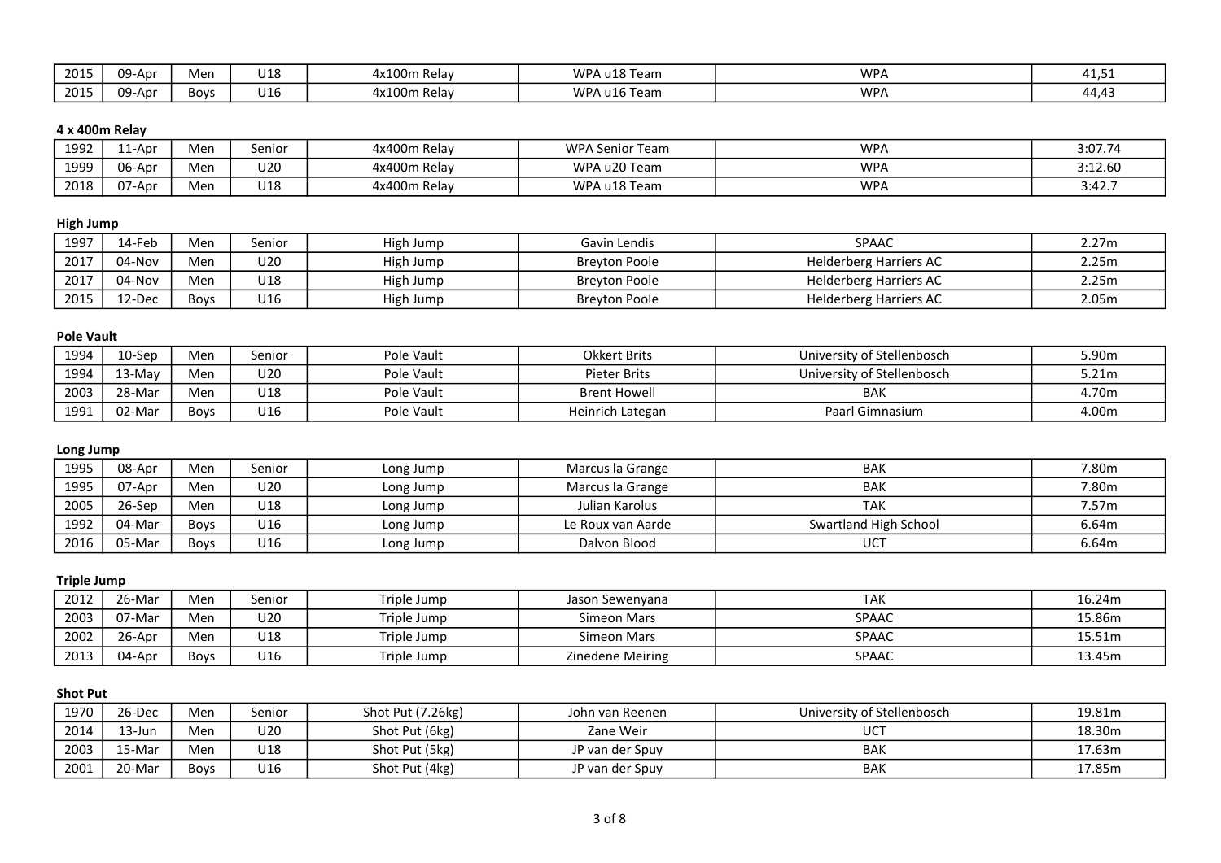| | | | | | | | |
|---|---|---|---|---|---|---|---|
| 2015 | 09-Apr | Men | U18 | 4x100m Relay | WPA u18 Team | WPA | 41,51 |
| 2015 | 09-Apr | Boys | U16 | 4x100m Relay | WPA u16 Team | WPA | 44,43 |

**4 x 400m Relay**

| | | | | | | | |
|---|---|---|---|---|---|---|---|
| 1992 | 11-Apr | Men | Senior | 4x400m Relay | WPA Senior Team | WPA | 3:07.74 |
| 1999 | 06-Apr | Men | U20 | 4x400m Relay | WPA u20 Team | WPA | 3:12.60 |
| 2018 | 07-Apr | Men | U18 | 4x400m Relay | WPA u18 Team | WPA | 3:42.7 |

**High Jump**

| | | | | | | | |
|---|---|---|---|---|---|---|---|
| 1997 | 14-Feb | Men | Senior | High Jump | Gavin Lendis | SPAAC | 2.27m |
| 2017 | 04-Nov | Men | U20 | High Jump | Breyton Poole | Helderberg Harriers AC | 2.25m |
| 2017 | 04-Nov | Men | U18 | High Jump | Breyton Poole | Helderberg Harriers AC | 2.25m |
| 2015 | 12-Dec | Boys | U16 | High Jump | Breyton Poole | Helderberg Harriers AC | 2.05m |

**Pole Vault**

| | | | | | | | |
|---|---|---|---|---|---|---|---|
| 1994 | 10-Sep | Men | Senior | Pole Vault | Okkert Brits | University of Stellenbosch | 5.90m |
| 1994 | 13-May | Men | U20 | Pole Vault | Pieter Brits | University of Stellenbosch | 5.21m |
| 2003 | 28-Mar | Men | U18 | Pole Vault | Brent Howell | BAK | 4.70m |
| 1991 | 02-Mar | Boys | U16 | Pole Vault | Heinrich Lategan | Paarl Gimnasium | 4.00m |

**Long Jump**

| | | | | | | | |
|---|---|---|---|---|---|---|---|
| 1995 | 08-Apr | Men | Senior | Long Jump | Marcus la Grange | BAK | 7.80m |
| 1995 | 07-Apr | Men | U20 | Long Jump | Marcus la Grange | BAK | 7.80m |
| 2005 | 26-Sep | Men | U18 | Long Jump | Julian Karolus | TAK | 7.57m |
| 1992 | 04-Mar | Boys | U16 | Long Jump | Le Roux van Aarde | Swartland High School | 6.64m |
| 2016 | 05-Mar | Boys | U16 | Long Jump | Dalvon Blood | UCT | 6.64m |

**Triple Jump**

| | | | | | | | |
|---|---|---|---|---|---|---|---|
| 2012 | 26-Mar | Men | Senior | Triple Jump | Jason Sewenyana | TAK | 16.24m |
| 2003 | 07-Mar | Men | U20 | Triple Jump | Simeon Mars | SPAAC | 15.86m |
| 2002 | 26-Apr | Men | U18 | Triple Jump | Simeon Mars | SPAAC | 15.51m |
| 2013 | 04-Apr | Boys | U16 | Triple Jump | Zinedene Meiring | SPAAC | 13.45m |

**Shot Put**

| | | | | | | | |
|---|---|---|---|---|---|---|---|
| 1970 | 26-Dec | Men | Senior | Shot Put (7.26kg) | John van Reenen | University of Stellenbosch | 19.81m |
| 2014 | 13-Jun | Men | U20 | Shot Put (6kg) | Zane Weir | UCT | 18.30m |
| 2003 | 15-Mar | Men | U18 | Shot Put (5kg) | JP van der Spuy | BAK | 17.63m |
| 2001 | 20-Mar | Boys | U16 | Shot Put (4kg) | JP van der Spuy | BAK | 17.85m |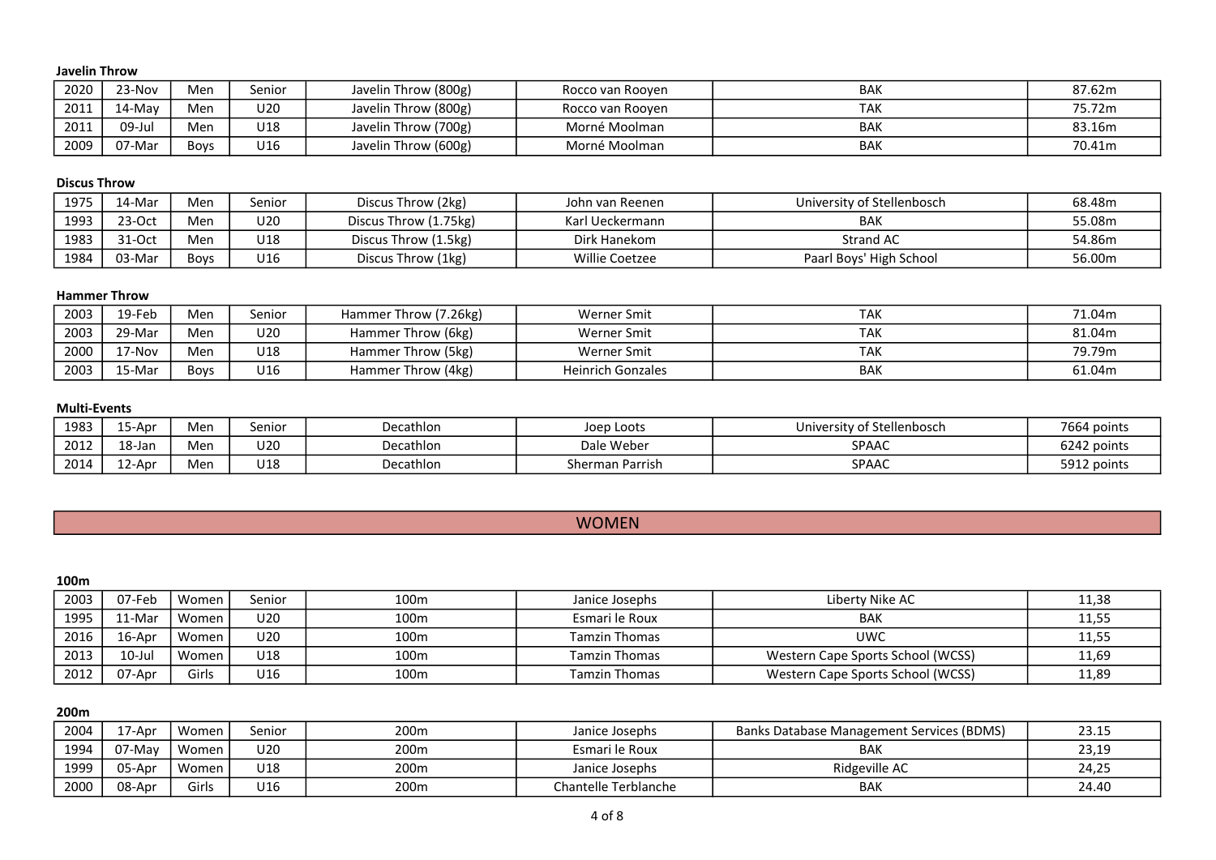**Javelin Throw**

| 2020 | 23-Nov | Men | Senior | Javelin Throw (800g) | Rocco van Rooyen | BAK | 87.62m |
|---|---|---|---|---|---|---|---|
| 2011 | 14-May | Men | U20 | Javelin Throw (800g) | Rocco van Rooyen | TAK | 75.72m |
| 2011 | 09-Jul | Men | U18 | Javelin Throw (700g) | Morné Moolman | BAK | 83.16m |
| 2009 | 07-Mar | Boys | U16 | Javelin Throw (600g) | Morné Moolman | BAK | 70.41m |

**Discus Throw**

| 1975 | 14-Mar | Men | Senior | Discus Throw (2kg) | John van Reenen | University of Stellenbosch | 68.48m |
|---|---|---|---|---|---|---|---|
| 1993 | 23-Oct | Men | U20 | Discus Throw (1.75kg) | Karl Ueckermann | BAK | 55.08m |
| 1983 | 31-Oct | Men | U18 | Discus Throw (1.5kg) | Dirk Hanekom | Strand AC | 54.86m |
| 1984 | 03-Mar | Boys | U16 | Discus Throw (1kg) | Willie Coetzee | Paarl Boys' High School | 56.00m |

**Hammer Throw**

| 2003 | 19-Feb | Men | Senior | Hammer Throw (7.26kg) | Werner Smit | TAK | 71.04m |
|---|---|---|---|---|---|---|---|
| 2003 | 29-Mar | Men | U20 | Hammer Throw (6kg) | Werner Smit | TAK | 81.04m |
| 2000 | 17-Nov | Men | U18 | Hammer Throw (5kg) | Werner Smit | TAK | 79.79m |
| 2003 | 15-Mar | Boys | U16 | Hammer Throw (4kg) | Heinrich Gonzales | BAK | 61.04m |

**Multi-Events**

| 1983 | 15-Apr | Men | Senior | Decathlon | Joep Loots | University of Stellenbosch | 7664 points |
|---|---|---|---|---|---|---|---|
| 2012 | 18-Jan | Men | U20 | Decathlon | Dale Weber | SPAAC | 6242 points |
| 2014 | 12-Apr | Men | U18 | Decathlon | Sherman Parrish | SPAAC | 5912 points |

## WOMEN

**100m**

| 2003 | 07-Feb | Women | Senior | 100m | Janice Josephs | Liberty Nike AC | 11,38 |
|---|---|---|---|---|---|---|---|
| 1995 | 11-Mar | Women | U20 | 100m | Esmari le Roux | BAK | 11,55 |
| 2016 | 16-Apr | Women | U20 | 100m | Tamzin Thomas | UWC | 11,55 |
| 2013 | 10-Jul | Women | U18 | 100m | Tamzin Thomas | Western Cape Sports School (WCSS) | 11,69 |
| 2012 | 07-Apr | Girls | U16 | 100m | Tamzin Thomas | Western Cape Sports School (WCSS) | 11,89 |

**200m**

| 2004 | 17-Apr | Women | Senior | 200m | Janice Josephs | Banks Database Management Services (BDMS) | 23.15 |
|---|---|---|---|---|---|---|---|
| 1994 | 07-May | Women | U20 | 200m | Esmari le Roux | BAK | 23,19 |
| 1999 | 05-Apr | Women | U18 | 200m | Janice Josephs | Ridgeville AC | 24,25 |
| 2000 | 08-Apr | Girls | U16 | 200m | Chantelle Terblanche | BAK | 24.40 |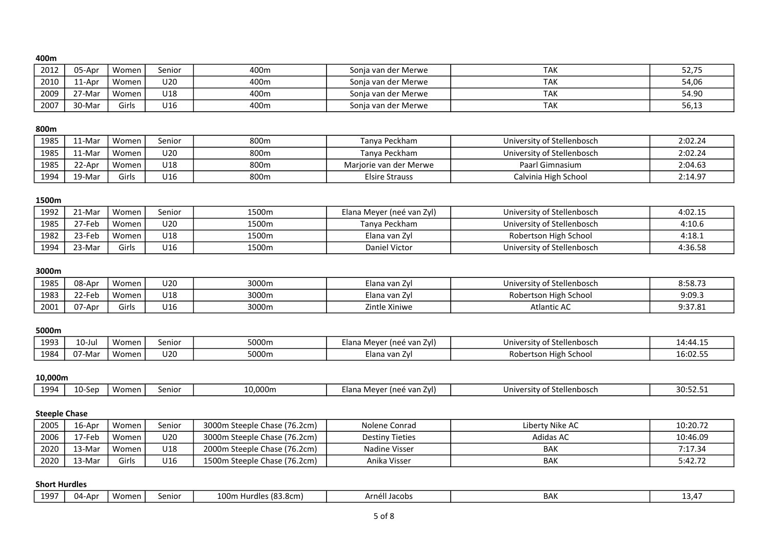**400m**

| | | | | | | | |
|---|---|---|---|---|---|---|---|
| 2012 | 05-Apr | Women | Senior | 400m | Sonja van der Merwe | TAK | 52,75 |
| 2010 | 11-Apr | Women | U20 | 400m | Sonja van der Merwe | TAK | 54,06 |
| 2009 | 27-Mar | Women | U18 | 400m | Sonja van der Merwe | TAK | 54.90 |
| 2007 | 30-Mar | Girls | U16 | 400m | Sonja van der Merwe | TAK | 56,13 |

**800m**

| | | | | | | | |
|---|---|---|---|---|---|---|---|
| 1985 | 11-Mar | Women | Senior | 800m | Tanya Peckham | University of Stellenbosch | 2:02.24 |
| 1985 | 11-Mar | Women | U20 | 800m | Tanya Peckham | University of Stellenbosch | 2:02.24 |
| 1985 | 22-Apr | Women | U18 | 800m | Marjorie van der Merwe | Paarl Gimnasium | 2:04.63 |
| 1994 | 19-Mar | Girls | U16 | 800m | Elsire Strauss | Calvinia High School | 2:14.97 |

**1500m**

| | | | | | | | |
|---|---|---|---|---|---|---|---|
| 1992 | 21-Mar | Women | Senior | 1500m | Elana Meyer (neé van Zyl) | University of Stellenbosch | 4:02.15 |
| 1985 | 27-Feb | Women | U20 | 1500m | Tanya Peckham | University of Stellenbosch | 4:10.6 |
| 1982 | 23-Feb | Women | U18 | 1500m | Elana van Zyl | Robertson High School | 4:18.1 |
| 1994 | 23-Mar | Girls | U16 | 1500m | Daniel Victor | University of Stellenbosch | 4:36.58 |

**3000m**

| | | | | | | | |
|---|---|---|---|---|---|---|---|
| 1985 | 08-Apr | Women | U20 | 3000m | Elana van Zyl | University of Stellenbosch | 8:58.73 |
| 1983 | 22-Feb | Women | U18 | 3000m | Elana van Zyl | Robertson High School | 9:09.3 |
| 2001 | 07-Apr | Girls | U16 | 3000m | Zintle Xiniwe | Atlantic AC | 9:37.81 |

**5000m**

| | | | | | | | |
|---|---|---|---|---|---|---|---|
| 1993 | 10-Jul | Women | Senior | 5000m | Elana Meyer (neé van Zyl) | University of Stellenbosch | 14:44.15 |
| 1984 | 07-Mar | Women | U20 | 5000m | Elana van Zyl | Robertson High School | 16:02.55 |

**10,000m**

| | | | | | | | |
|---|---|---|---|---|---|---|---|
| 1994 | 10-Sep | Women | Senior | 10,000m | Elana Meyer (neé van Zyl) | University of Stellenbosch | 30:52.51 |

**Steeple Chase**

| | | | | | | | |
|---|---|---|---|---|---|---|---|
| 2005 | 16-Apr | Women | Senior | 3000m Steeple Chase (76.2cm) | Nolene Conrad | Liberty Nike AC | 10:20.72 |
| 2006 | 17-Feb | Women | U20 | 3000m Steeple Chase (76.2cm) | Destiny Tieties | Adidas AC | 10:46.09 |
| 2020 | 13-Mar | Women | U18 | 2000m Steeple Chase (76.2cm) | Nadine Visser | BAK | 7:17.34 |
| 2020 | 13-Mar | Girls | U16 | 1500m Steeple Chase (76.2cm) | Anika Visser | BAK | 5:42.72 |

**Short Hurdles**

| | | | | | | | |
|---|---|---|---|---|---|---|---|
| 1997 | 04-Apr | Women | Senior | 100m Hurdles (83.8cm) | Arnéll Jacobs | BAK | 13,47 |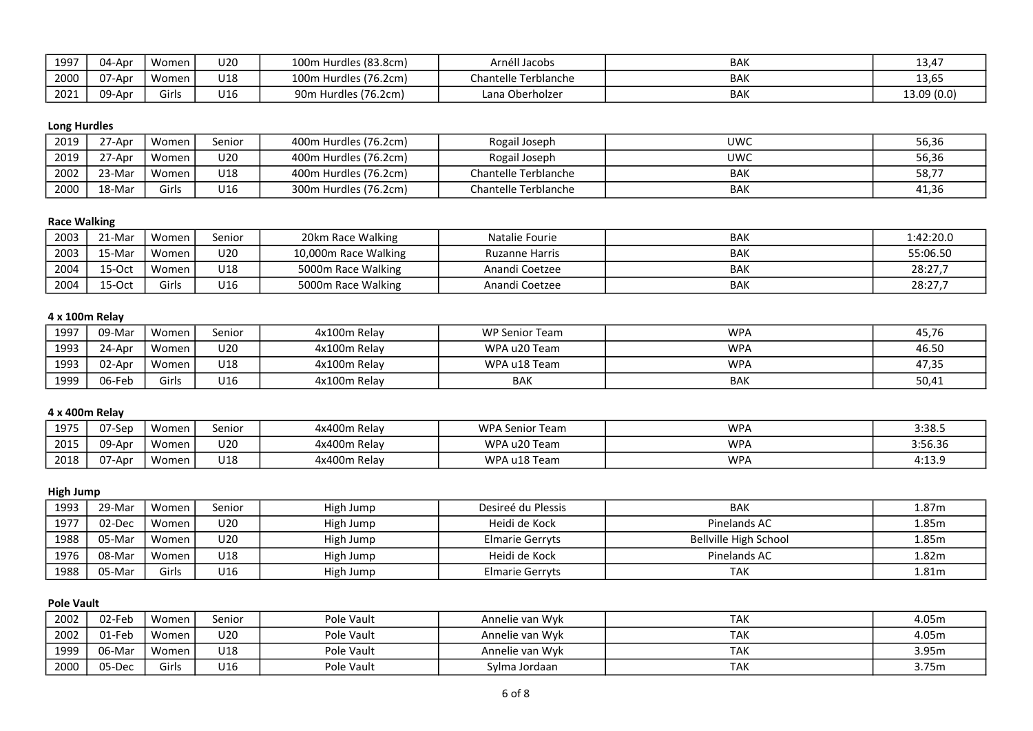| | | | | | | | |
|---|---|---|---|---|---|---|---|
| 1997 | 04-Apr | Women | U20 | 100m Hurdles (83.8cm) | Arnéll Jacobs | BAK | 13,47 |
| 2000 | 07-Apr | Women | U18 | 100m Hurdles (76.2cm) | Chantelle Terblanche | BAK | 13,65 |
| 2021 | 09-Apr | Girls | U16 | 90m Hurdles (76.2cm) | Lana Oberholzer | BAK | 13.09 (0.0) |

**Long Hurdles**

| | | | | | | | |
|---|---|---|---|---|---|---|---|
| 2019 | 27-Apr | Women | Senior | 400m Hurdles (76.2cm) | Rogail Joseph | UWC | 56,36 |
| 2019 | 27-Apr | Women | U20 | 400m Hurdles (76.2cm) | Rogail Joseph | UWC | 56,36 |
| 2002 | 23-Mar | Women | U18 | 400m Hurdles (76.2cm) | Chantelle Terblanche | BAK | 58,77 |
| 2000 | 18-Mar | Girls | U16 | 300m Hurdles (76.2cm) | Chantelle Terblanche | BAK | 41,36 |

**Race Walking**

| | | | | | | | |
|---|---|---|---|---|---|---|---|
| 2003 | 21-Mar | Women | Senior | 20km Race Walking | Natalie Fourie | BAK | 1:42:20.0 |
| 2003 | 15-Mar | Women | U20 | 10,000m Race Walking | Ruzanne Harris | BAK | 55:06.50 |
| 2004 | 15-Oct | Women | U18 | 5000m Race Walking | Anandi Coetzee | BAK | 28:27,7 |
| 2004 | 15-Oct | Girls | U16 | 5000m Race Walking | Anandi Coetzee | BAK | 28:27,7 |

**4 x 100m Relay**

| | | | | | | | |
|---|---|---|---|---|---|---|---|
| 1997 | 09-Mar | Women | Senior | 4x100m Relay | WP Senior Team | WPA | 45,76 |
| 1993 | 24-Apr | Women | U20 | 4x100m Relay | WPA u20 Team | WPA | 46.50 |
| 1993 | 02-Apr | Women | U18 | 4x100m Relay | WPA u18 Team | WPA | 47,35 |
| 1999 | 06-Feb | Girls | U16 | 4x100m Relay | BAK | BAK | 50,41 |

**4 x 400m Relay**

| | | | | | | | |
|---|---|---|---|---|---|---|---|
| 1975 | 07-Sep | Women | Senior | 4x400m Relay | WPA Senior Team | WPA | 3:38.5 |
| 2015 | 09-Apr | Women | U20 | 4x400m Relay | WPA u20 Team | WPA | 3:56.36 |
| 2018 | 07-Apr | Women | U18 | 4x400m Relay | WPA u18 Team | WPA | 4:13.9 |

**High Jump**

| | | | | | | | |
|---|---|---|---|---|---|---|---|
| 1993 | 29-Mar | Women | Senior | High Jump | Desireé du Plessis | BAK | 1.87m |
| 1977 | 02-Dec | Women | U20 | High Jump | Heidi de Kock | Pinelands AC | 1.85m |
| 1988 | 05-Mar | Women | U20 | High Jump | Elmarie Gerryts | Bellville High School | 1.85m |
| 1976 | 08-Mar | Women | U18 | High Jump | Heidi de Kock | Pinelands AC | 1.82m |
| 1988 | 05-Mar | Girls | U16 | High Jump | Elmarie Gerryts | TAK | 1.81m |

**Pole Vault**

| | | | | | | | |
|---|---|---|---|---|---|---|---|
| 2002 | 02-Feb | Women | Senior | Pole Vault | Annelie van Wyk | TAK | 4.05m |
| 2002 | 01-Feb | Women | U20 | Pole Vault | Annelie van Wyk | TAK | 4.05m |
| 1999 | 06-Mar | Women | U18 | Pole Vault | Annelie van Wyk | TAK | 3.95m |
| 2000 | 05-Dec | Girls | U16 | Pole Vault | Sylma Jordaan | TAK | 3.75m |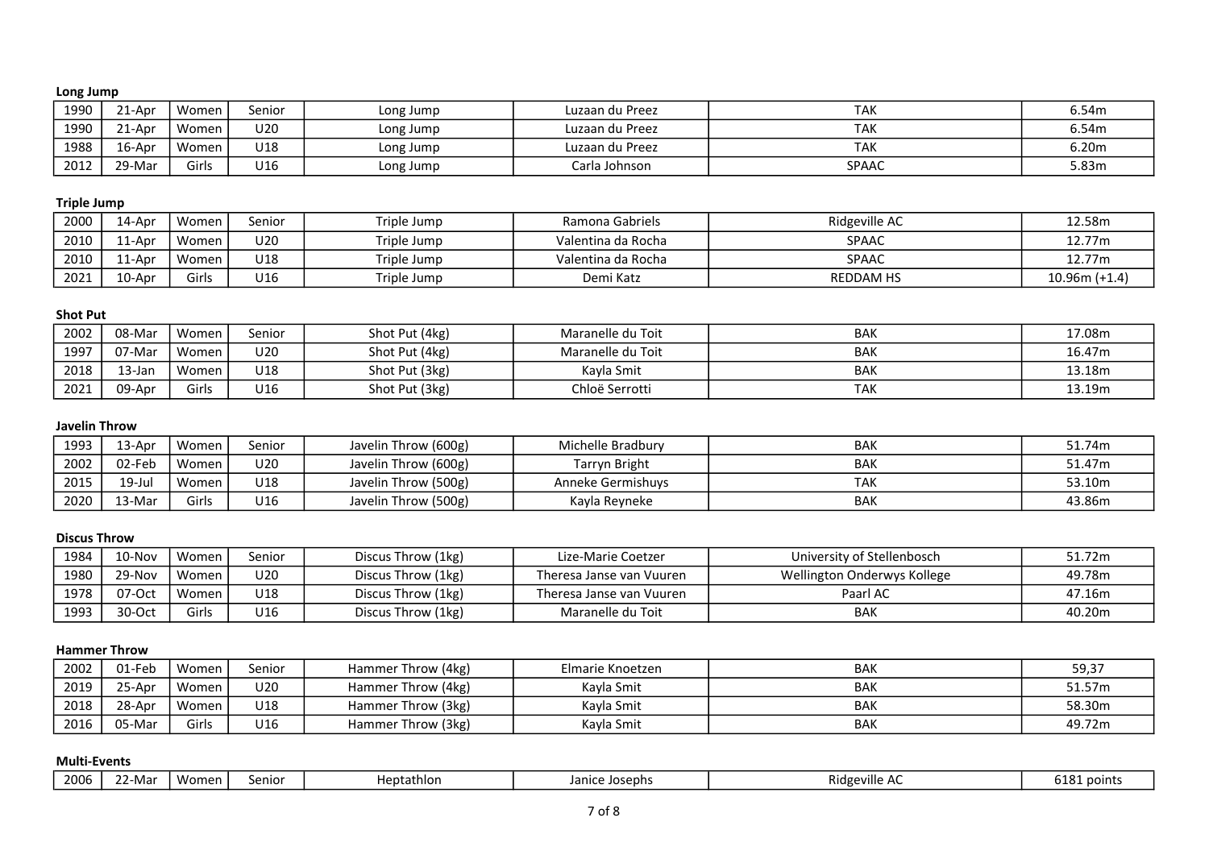**Long Jump**

| | | | | | | | |
|---|---|---|---|---|---|---|---|
| 1990 | 21-Apr | Women | Senior | Long Jump | Luzaan du Preez | TAK | 6.54m |
| 1990 | 21-Apr | Women | U20 | Long Jump | Luzaan du Preez | TAK | 6.54m |
| 1988 | 16-Apr | Women | U18 | Long Jump | Luzaan du Preez | TAK | 6.20m |
| 2012 | 29-Mar | Girls | U16 | Long Jump | Carla Johnson | SPAAC | 5.83m |

**Triple Jump**

| | | | | | | | |
|---|---|---|---|---|---|---|---|
| 2000 | 14-Apr | Women | Senior | Triple Jump | Ramona Gabriels | Ridgeville AC | 12.58m |
| 2010 | 11-Apr | Women | U20 | Triple Jump | Valentina da Rocha | SPAAC | 12.77m |
| 2010 | 11-Apr | Women | U18 | Triple Jump | Valentina da Rocha | SPAAC | 12.77m |
| 2021 | 10-Apr | Girls | U16 | Triple Jump | Demi Katz | REDDAM HS | 10.96m (+1.4) |

**Shot Put**

| | | | | | | | |
|---|---|---|---|---|---|---|---|
| 2002 | 08-Mar | Women | Senior | Shot Put (4kg) | Maranelle du Toit | BAK | 17.08m |
| 1997 | 07-Mar | Women | U20 | Shot Put (4kg) | Maranelle du Toit | BAK | 16.47m |
| 2018 | 13-Jan | Women | U18 | Shot Put (3kg) | Kayla Smit | BAK | 13.18m |
| 2021 | 09-Apr | Girls | U16 | Shot Put (3kg) | Chloë Serrotti | TAK | 13.19m |

**Javelin Throw**

| | | | | | | | |
|---|---|---|---|---|---|---|---|
| 1993 | 13-Apr | Women | Senior | Javelin Throw (600g) | Michelle Bradbury | BAK | 51.74m |
| 2002 | 02-Feb | Women | U20 | Javelin Throw (600g) | Tarryn Bright | BAK | 51.47m |
| 2015 | 19-Jul | Women | U18 | Javelin Throw (500g) | Anneke Germishuys | TAK | 53.10m |
| 2020 | 13-Mar | Girls | U16 | Javelin Throw (500g) | Kayla Reyneke | BAK | 43.86m |

**Discus Throw**

| | | | | | | | |
|---|---|---|---|---|---|---|---|
| 1984 | 10-Nov | Women | Senior | Discus Throw (1kg) | Lize-Marie Coetzer | University of Stellenbosch | 51.72m |
| 1980 | 29-Nov | Women | U20 | Discus Throw (1kg) | Theresa Janse van Vuuren | Wellington Onderwys Kollege | 49.78m |
| 1978 | 07-Oct | Women | U18 | Discus Throw (1kg) | Theresa Janse van Vuuren | Paarl AC | 47.16m |
| 1993 | 30-Oct | Girls | U16 | Discus Throw (1kg) | Maranelle du Toit | BAK | 40.20m |

**Hammer Throw**

| | | | | | | | |
|---|---|---|---|---|---|---|---|
| 2002 | 01-Feb | Women | Senior | Hammer Throw (4kg) | Elmarie Knoetzen | BAK | 59,37 |
| 2019 | 25-Apr | Women | U20 | Hammer Throw (4kg) | Kayla Smit | BAK | 51.57m |
| 2018 | 28-Apr | Women | U18 | Hammer Throw (3kg) | Kayla Smit | BAK | 58.30m |
| 2016 | 05-Mar | Girls | U16 | Hammer Throw (3kg) | Kayla Smit | BAK | 49.72m |

**Multi-Events**

| | | | | | | | |
|---|---|---|---|---|---|---|---|
| 2006 | 22-Mar | Women | Senior | Heptathlon | Janice Josephs | Ridgeville AC | 6181 points |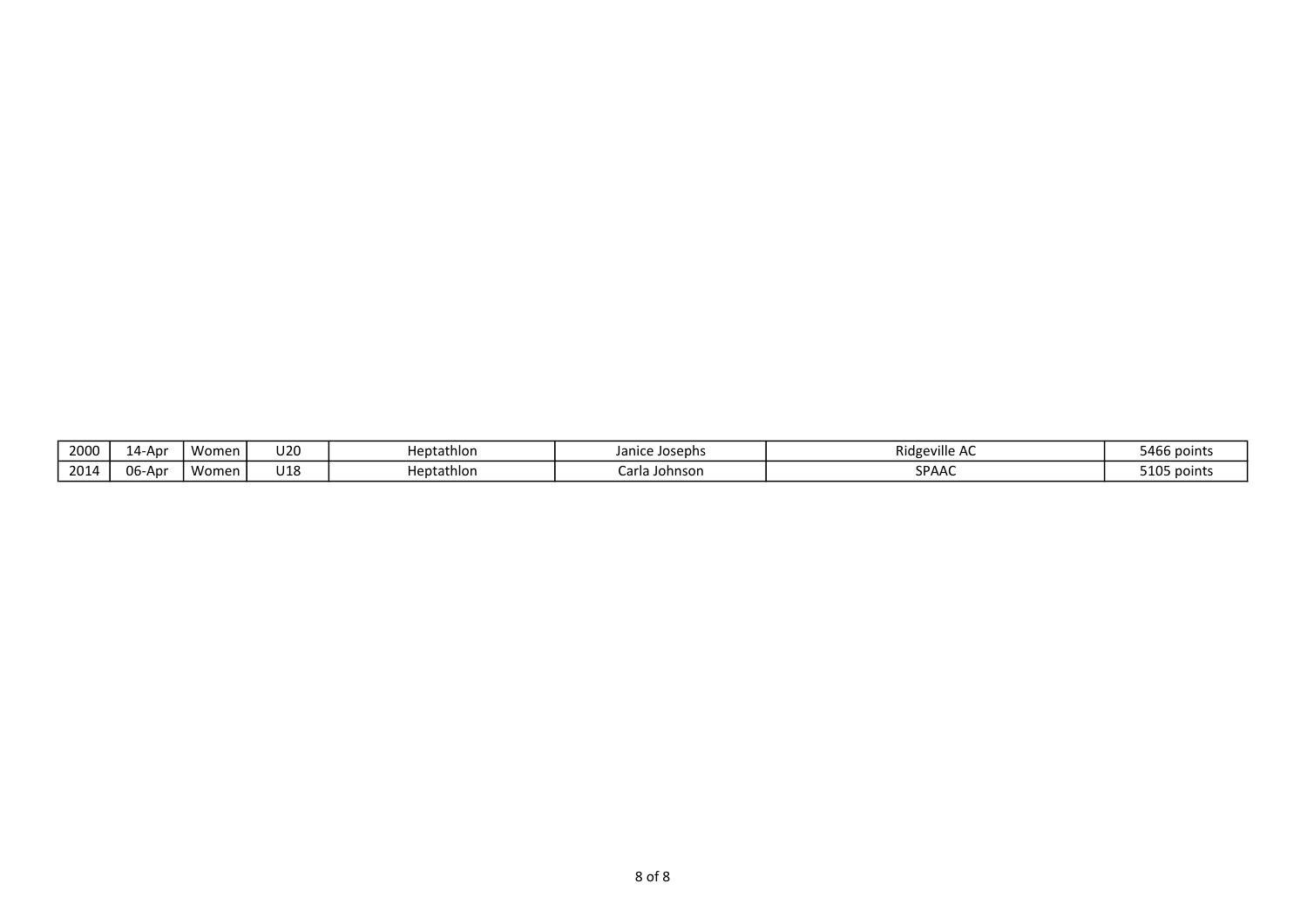| | | | | | | | |
|---|---|---|---|---|---|---|---|
| 2000 | 14-Apr | Women | U20 | Heptathlon | Janice Josephs | Ridgeville AC | 5466 points |
| 2014 | 06-Apr | Women | U18 | Heptathlon | Carla Johnson | SPAAC | 5105 points |